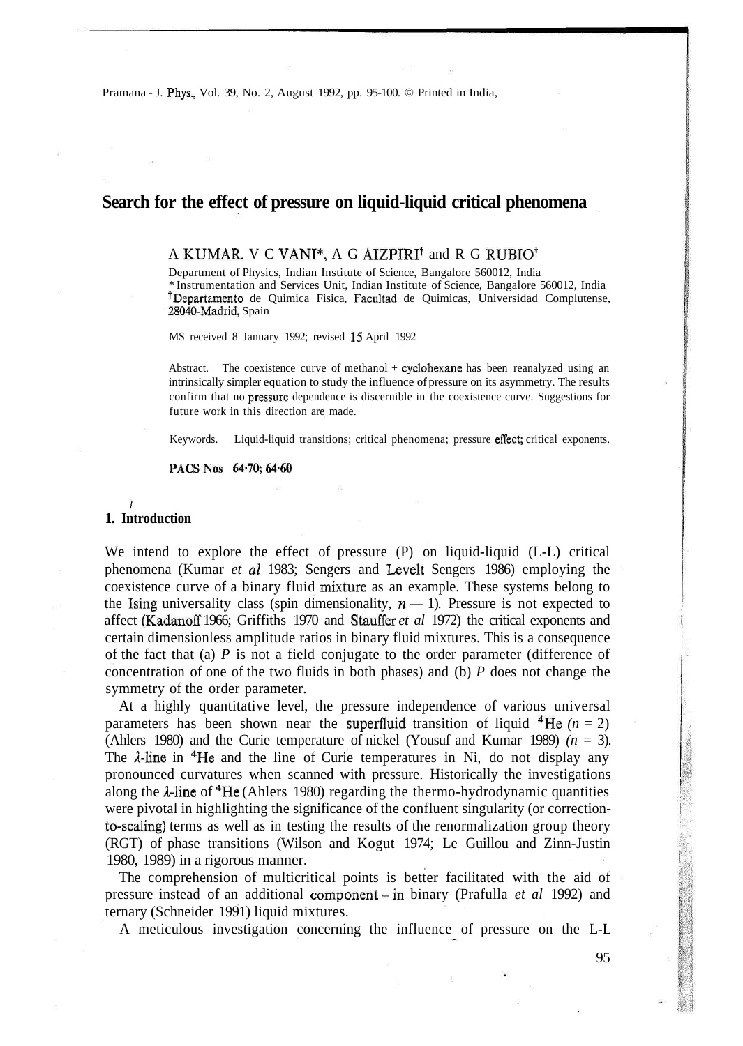# Search for the effect of pressure on liquid-liquid critical phenomena

A KUMAR, V C VANI*, A G AIZPIRI† and R G RUBIO†

Department of Physics, Indian Institute of Science, Bangalore 560012, India
* Instrumentation and Services Unit, Indian Institute of Science, Bangalore 560012, India
† Departamento de Quimica Fisica, Facultad de Quimicas, Universidad Complutense, 28040-Madrid, Spain

MS received 8 January 1992; revised 15 April 1992

**Abstract.** The coexistence curve of methanol + cyclohexane has been reanalyzed using an intrinsically simpler equation to study the influence of pressure on its asymmetry. The results confirm that no pressure dependence is discernible in the coexistence curve. Suggestions for future work in this direction are made.

**Keywords.** Liquid-liquid transitions; critical phenomena; pressure effect; critical exponents.

**PACS Nos** 64·70; 64·60

## 1. Introduction

We intend to explore the effect of pressure (P) on liquid-liquid (L-L) critical phenomena (Kumar *et al* 1983; Sengers and Levelt Sengers 1986) employing the coexistence curve of a binary fluid mixture as an example. These systems belong to the Ising universality class (spin dimensionality, $n — 1$). Pressure is not expected to affect (Kadanoff 1966; Griffiths 1970 and Stauffer *et al* 1972) the critical exponents and certain dimensionless amplitude ratios in binary fluid mixtures. This is a consequence of the fact that (a) *P* is not a field conjugate to the order parameter (difference of concentration of one of the two fluids in both phases) and (b) *P* does not change the symmetry of the order parameter.

At a highly quantitative level, the pressure independence of various universal parameters has been shown near the superfluid transition of liquid $^4$He $(n = 2)$ (Ahlers 1980) and the Curie temperature of nickel (Yousuf and Kumar 1989) $(n = 3)$. The $\lambda$-line in $^4$He and the line of Curie temperatures in Ni, do not display any pronounced curvatures when scanned with pressure. Historically the investigations along the $\lambda$-line of $^4$He (Ahlers 1980) regarding the thermo-hydrodynamic quantities were pivotal in highlighting the significance of the confluent singularity (or correction-to-scaling) terms as well as in testing the results of the renormalization group theory (RGT) of phase transitions (Wilson and Kogut 1974; Le Guillou and Zinn-Justin 1980, 1989) in a rigorous manner.

The comprehension of multicritical points is better facilitated with the aid of pressure instead of an additional component – in binary (Prafulla *et al* 1992) and ternary (Schneider 1991) liquid mixtures.

A meticulous investigation concerning the influence of pressure on the L-L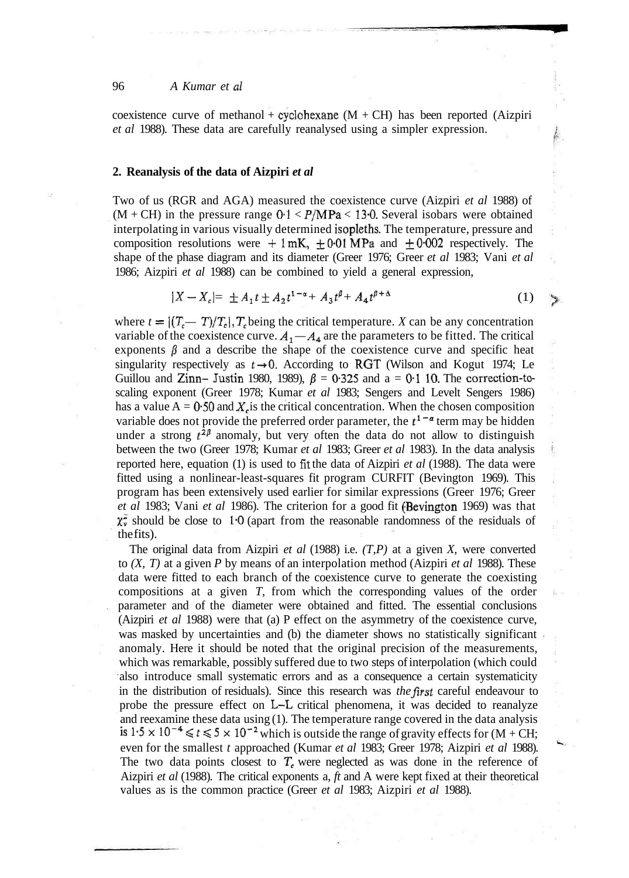coexistence curve of methanol + cyclohexane (M + CH) has been reported (Aizpiri *et al* 1988). These data are carefully reanalysed using a simpler expression.

## 2. Reanalysis of the data of Aizpiri *et al*

Two of us (RGR and AGA) measured the coexistence curve (Aizpiri *et al* 1988) of (M + CH) in the pressure range $0.1 < P/\mathrm{MPa} < 13.0$. Several isobars were obtained interpolating in various visually determined isopleths. The temperature, pressure and composition resolutions were $\pm 1\,\mathrm{mK}$, $\pm 0.01\,\mathrm{MPa}$ and $\pm 0.002$ respectively. The shape of the phase diagram and its diameter (Greer 1976; Greer *et al* 1983; Vani *et al* 1986; Aizpiri *et al* 1988) can be combined to yield a general expression,

$$|X - X_c| = \pm A_1 t \pm A_2 t^{1-\alpha} + A_3 t^{\beta} + A_4 t^{\beta+\Delta} \tag{1}$$

where $t = |(T_c - T)/T_c|$, $T_c$ being the critical temperature. $X$ can be any concentration variable of the coexistence curve. $A_1$—$A_4$ are the parameters to be fitted. The critical exponents $\beta$ and $\alpha$ describe the shape of the coexistence curve and specific heat singularity respectively as $t \rightarrow 0$. According to RGT (Wilson and Kogut 1974; Le Guillou and Zinn-Justin 1980, 1989), $\beta = 0.325$ and $\alpha = 0.110$. The correction-to-scaling exponent (Greer 1978; Kumar *et al* 1983; Sengers and Levelt Sengers 1986) has a value $\Delta = 0.50$ and $X_c$ is the critical concentration. When the chosen composition variable does not provide the preferred order parameter, the $t^{1-\alpha}$ term may be hidden under a strong $t^{2\beta}$ anomaly, but very often the data do not allow to distinguish between the two (Greer 1978; Kumar *et al* 1983; Greer *et al* 1983). In the data analysis reported here, equation (1) is used to fit the data of Aizpiri *et al* (1988). The data were fitted using a nonlinear-least-squares fit program CURFIT (Bevington 1969). This program has been extensively used earlier for similar expressions (Greer 1976; Greer *et al* 1983; Vani *et al* 1986). The criterion for a good fit (Bevington 1969) was that $\chi_\nu^2$ should be close to 1.0 (apart from the reasonable randomness of the residuals of the fits).

The original data from Aizpiri *et al* (1988) i.e. *(T,P)* at a given *X*, were converted to *(X, T)* at a given *P* by means of an interpolation method (Aizpiri *et al* 1988). These data were fitted to each branch of the coexistence curve to generate the coexisting compositions at a given *T*, from which the corresponding values of the order parameter and of the diameter were obtained and fitted. The essential conclusions (Aizpiri *et al* 1988) were that (a) P effect on the asymmetry of the coexistence curve, was masked by uncertainties and (b) the diameter shows no statistically significant anomaly. Here it should be noted that the original precision of the measurements, which was remarkable, possibly suffered due to two steps of interpolation (which could also introduce small systematic errors and as a consequence a certain systematicity in the distribution of residuals). Since this research was *the first* careful endeavour to probe the pressure effect on L–L critical phenomena, it was decided to reanalyze and reexamine these data using (1). The temperature range covered in the data analysis is $1.5 \times 10^{-4} \leqslant t \leqslant 5 \times 10^{-2}$ which is outside the range of gravity effects for (M + CH; even for the smallest *t* approached (Kumar *et al* 1983; Greer 1978; Aizpiri *et al* 1988). The two data points closest to $T_c$ were neglected as was done in the reference of Aizpiri *et al* (1988). The critical exponents $\alpha$, $\beta$ and $\Delta$ were kept fixed at their theoretical values as is the common practice (Greer *et al* 1983; Aizpiri *et al* 1988).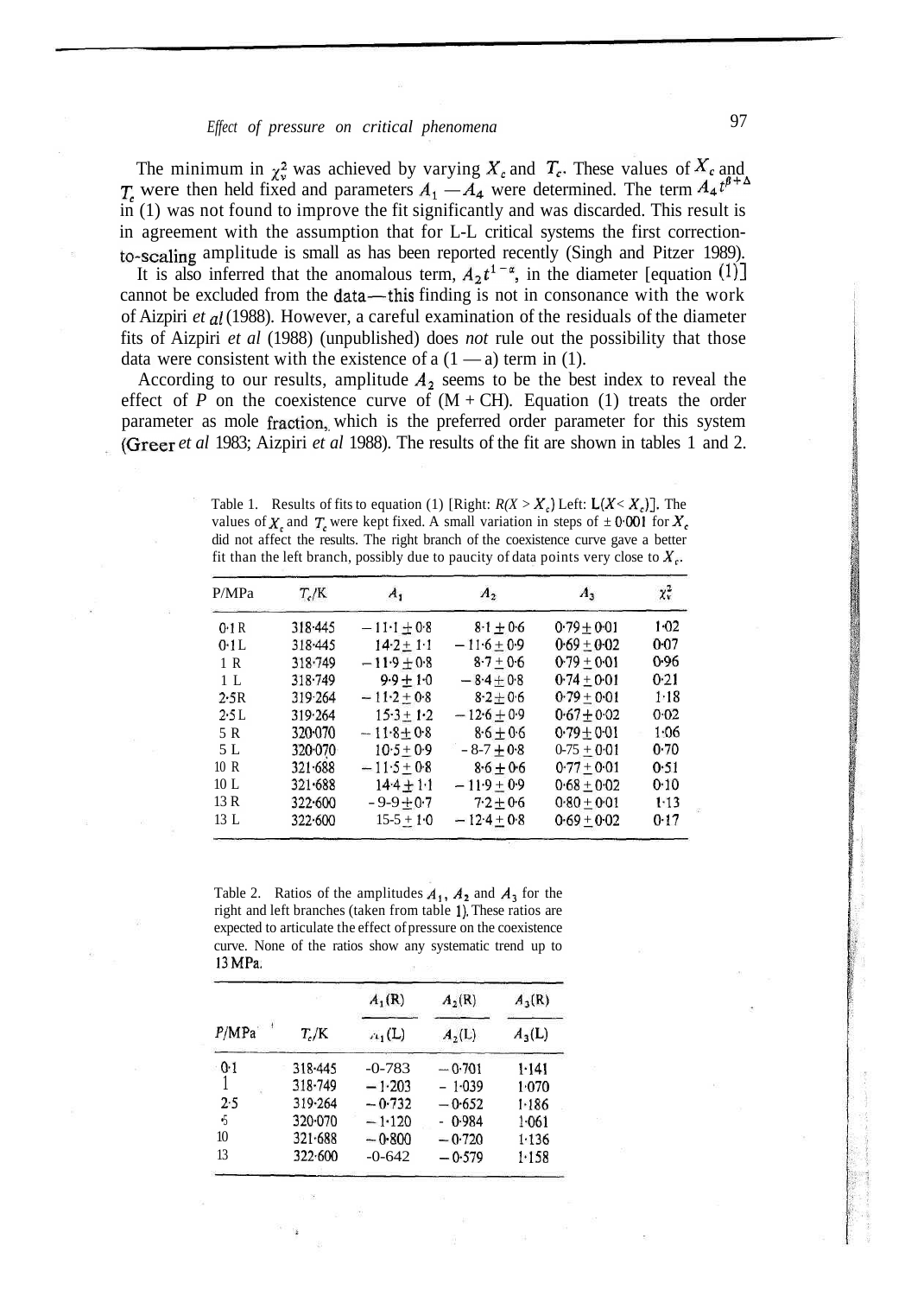The minimum in $\chi_\nu^2$ was achieved by varying $X_c$ and $T_c$. These values of $X_c$ and $T_c$ were then held fixed and parameters $A_1$ — $A_4$ were determined. The term $A_4 t^{\beta+\Delta}$ in (1) was not found to improve the fit significantly and was discarded. This result is in agreement with the assumption that for L-L critical systems the first correction-to-scaling amplitude is small as has been reported recently (Singh and Pitzer 1989).

It is also inferred that the anomalous term, $A_2 t^{1-\alpha}$, in the diameter [equation (1)] cannot be excluded from the data—this finding is not in consonance with the work of Aizpiri *et al* (1988). However, a careful examination of the residuals of the diameter fits of Aizpiri *et al* (1988) (unpublished) does *not* rule out the possibility that those data were consistent with the existence of a (1 — a) term in (1).

According to our results, amplitude $A_2$ seems to be the best index to reveal the effect of *P* on the coexistence curve of (M + CH). Equation (1) treats the order parameter as mole fraction, which is the preferred order parameter for this system (Greer *et al* 1983; Aizpiri *et al* 1988). The results of the fit are shown in tables 1 and 2.

Table 1. Results of fits to equation (1) [Right: $R(X > X_c)$ Left: $L(X < X_c)$]. The values of $X_c$ and $T_c$ were kept fixed. A small variation in steps of ± 0·001 for $X_c$ did not affect the results. The right branch of the coexistence curve gave a better fit than the left branch, possibly due to paucity of data points very close to $X_c$.

| P/MPa | $T_c$/K | $A_1$ | $A_2$ | $A_3$ | $\chi_\nu^2$ |
|---|---|---|---|---|---|
| 0·1 R | 318·445 | − 11·1 ± 0·8 | 8·1 ± 0·6 | 0·79 ± 0·01 | 1·02 |
| 0·1 L | 318·445 | 14·2 ± 1·1 | − 11·6 ± 0·9 | 0·69 ± 0·02 | 0·07 |
| 1 R | 318·749 | − 11·9 ± 0·8 | 8·7 ± 0·6 | 0·79 ± 0·01 | 0·96 |
| 1 L | 318·749 | 9·9 ± 1·0 | − 8·4 ± 0·8 | 0·74 ± 0·01 | 0·21 |
| 2·5 R | 319·264 | − 11·2 ± 0·8 | 8·2 ± 0·6 | 0·79 ± 0·01 | 1·18 |
| 2·5 L | 319·264 | 15·3 ± 1·2 | − 12·6 ± 0·9 | 0·67 ± 0·02 | 0·02 |
| 5 R | 320·070 | − 11·8 ± 0·8 | 8·6 ± 0·6 | 0·79 ± 0·01 | 1·06 |
| 5 L | 320·070 | 10·5 ± 0·9 | − 8·7 ± 0·8 | 0·75 ± 0·01 | 0·70 |
| 10 R | 321·688 | − 11·5 ± 0·8 | 8·6 ± 0·6 | 0·77 ± 0·01 | 0·51 |
| 10 L | 321·688 | 14·4 ± 1·1 | − 11·9 ± 0·9 | 0·68 ± 0·02 | 0·10 |
| 13 R | 322·600 | − 9·9 ± 0·7 | 7·2 ± 0·6 | 0·80 ± 0·01 | 1·13 |
| 13 L | 322·600 | 15·5 ± 1·0 | − 12·4 ± 0·8 | 0·69 ± 0·02 | 0·17 |

Table 2. Ratios of the amplitudes $A_1$, $A_2$ and $A_3$ for the right and left branches (taken from table 1). These ratios are expected to articulate the effect of pressure on the coexistence curve. None of the ratios show any systematic trend up to 13 MPa.

| P/MPa | $T_c$/K | $A_1(R)/A_1(L)$ | $A_2(R)/A_2(L)$ | $A_3(R)/A_3(L)$ |
|---|---|---|---|---|
| 0·1 | 318·445 | −0·783 | − 0·701 | 1·141 |
| 1 | 318·749 | − 1·203 | − 1·039 | 1·070 |
| 2·5 | 319·264 | − 0·732 | − 0·652 | 1·186 |
| 5 | 320·070 | − 1·120 | − 0·984 | 1·061 |
| 10 | 321·688 | − 0·800 | − 0·720 | 1·136 |
| 13 | 322·600 | −0·642 | − 0·579 | 1·158 |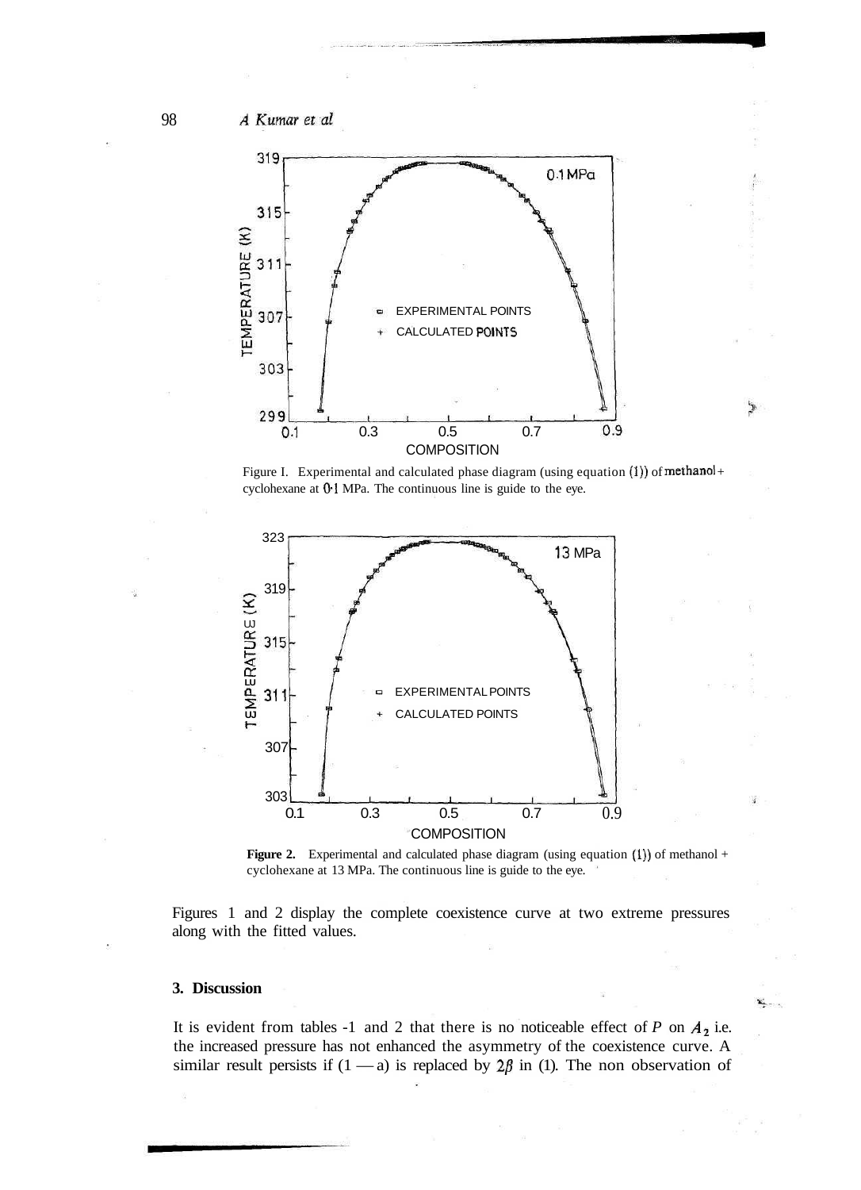Figure 1. Experimental and calculated phase diagram (using equation (1)) of methanol + cyclohexane at 0·1 MPa. The continuous line is guide to the eye.

Figure 2. Experimental and calculated phase diagram (using equation (1)) of methanol + cyclohexane at 13 MPa. The continuous line is guide to the eye.

Figures 1 and 2 display the complete coexistence curve at two extreme pressures along with the fitted values.

## 3. Discussion

It is evident from tables 1 and 2 that there is no noticeable effect of $P$ on $A_2$ i.e. the increased pressure has not enhanced the asymmetry of the coexistence curve. A similar result persists if $(1 - \alpha)$ is replaced by $2\beta$ in (1). The non observation of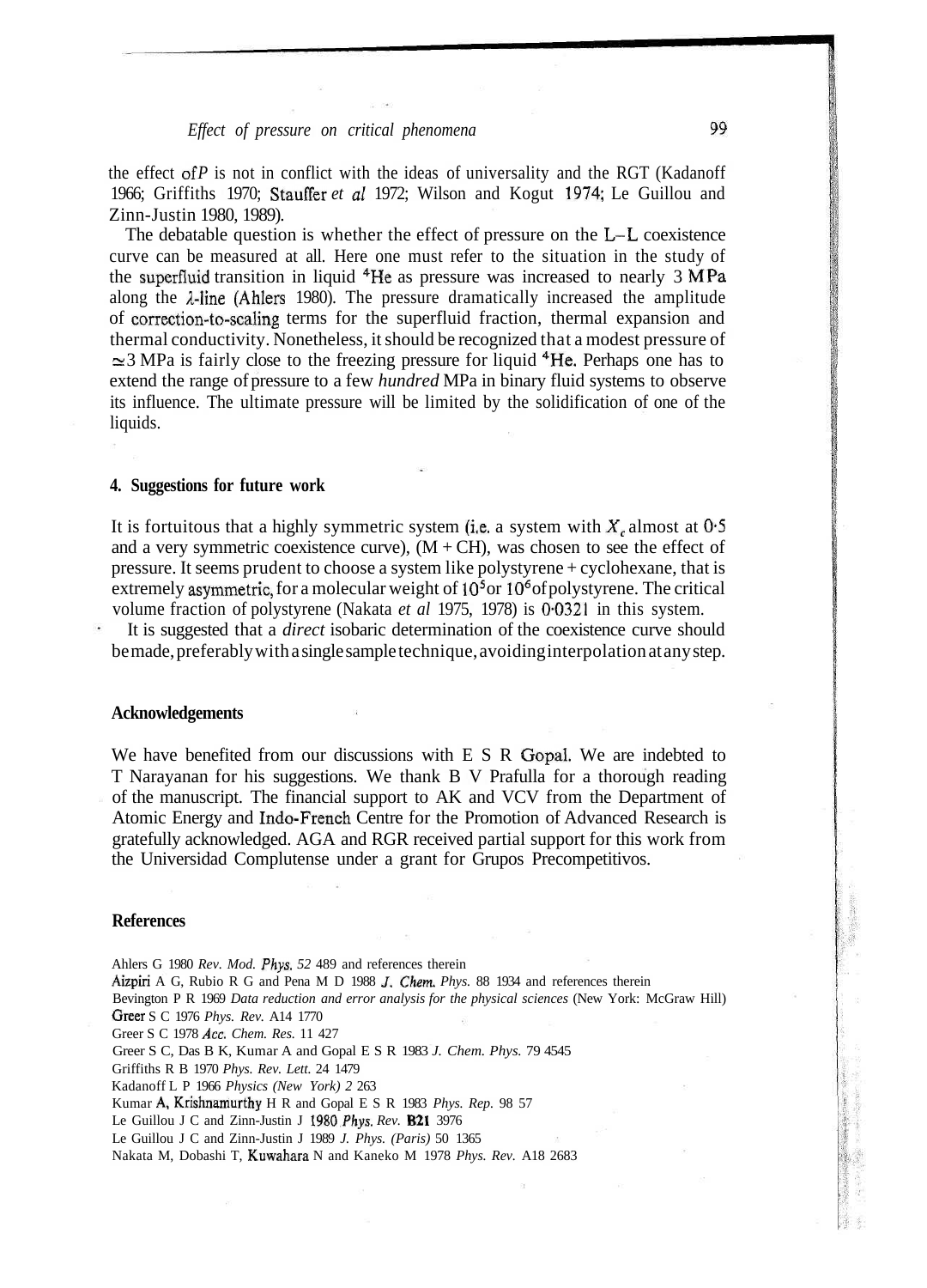the effect of $P$ is not in conflict with the ideas of universality and the RGT (Kadanoff 1966; Griffiths 1970; Stauffer *et al* 1972; Wilson and Kogut 1974; Le Guillou and Zinn-Justin 1980, 1989).

The debatable question is whether the effect of pressure on the L–L coexistence curve can be measured at all. Here one must refer to the situation in the study of the superfluid transition in liquid $^4He$ as pressure was increased to nearly 3 MPa along the $\lambda$-line (Ahlers 1980). The pressure dramatically increased the amplitude of correction-to-scaling terms for the superfluid fraction, thermal expansion and thermal conductivity. Nonetheless, it should be recognized that a modest pressure of $\simeq 3$ MPa is fairly close to the freezing pressure for liquid $^4He$. Perhaps one has to extend the range of pressure to a few *hundred* MPa in binary fluid systems to observe its influence. The ultimate pressure will be limited by the solidification of one of the liquids.

## 4. Suggestions for future work

It is fortuitous that a highly symmetric system (i.e. a system with $X_c$ almost at 0·5 and a very symmetric coexistence curve), (M + CH), was chosen to see the effect of pressure. It seems prudent to choose a system like polystyrene + cyclohexane, that is extremely asymmetric, for a molecular weight of $10^5$ or $10^6$ of polystyrene. The critical volume fraction of polystyrene (Nakata *et al* 1975, 1978) is 0·0321 in this system.

It is suggested that a *direct* isobaric determination of the coexistence curve should be made, preferably with a single sample technique, avoiding interpolation at any step.

## Acknowledgements

We have benefited from our discussions with E S R Gopal. We are indebted to T Narayanan for his suggestions. We thank B V Prafulla for a thorough reading of the manuscript. The financial support to AK and VCV from the Department of Atomic Energy and Indo-French Centre for the Promotion of Advanced Research is gratefully acknowledged. AGA and RGR received partial support for this work from the Universidad Complutense under a grant for Grupos Precompetitivos.

## References

Ahlers G 1980 *Rev. Mod. Phys.* 52 489 and references therein

Aizpiri A G, Rubio R G and Pena M D 1988 *J. Chem. Phys.* 88 1934 and references therein

Bevington P R 1969 *Data reduction and error analysis for the physical sciences* (New York: McGraw Hill)

Greer S C 1976 *Phys. Rev.* A14 1770

Greer S C 1978 *Acc. Chem. Res.* 11 427

Greer S C, Das B K, Kumar A and Gopal E S R 1983 *J. Chem. Phys.* 79 4545

Griffiths R B 1970 *Phys. Rev. Lett.* 24 1479

Kadanoff L P 1966 *Physics (New York)* 2 263

Kumar A, Krishnamurthy H R and Gopal E S R 1983 *Phys. Rep.* 98 57

Le Guillou J C and Zinn-Justin J 1980 *Phys. Rev.* **B21** 3976

Le Guillou J C and Zinn-Justin J 1989 *J. Phys. (Paris)* 50 1365

Nakata M, Dobashi T, Kuwahara N and Kaneko M 1978 *Phys. Rev.* A18 2683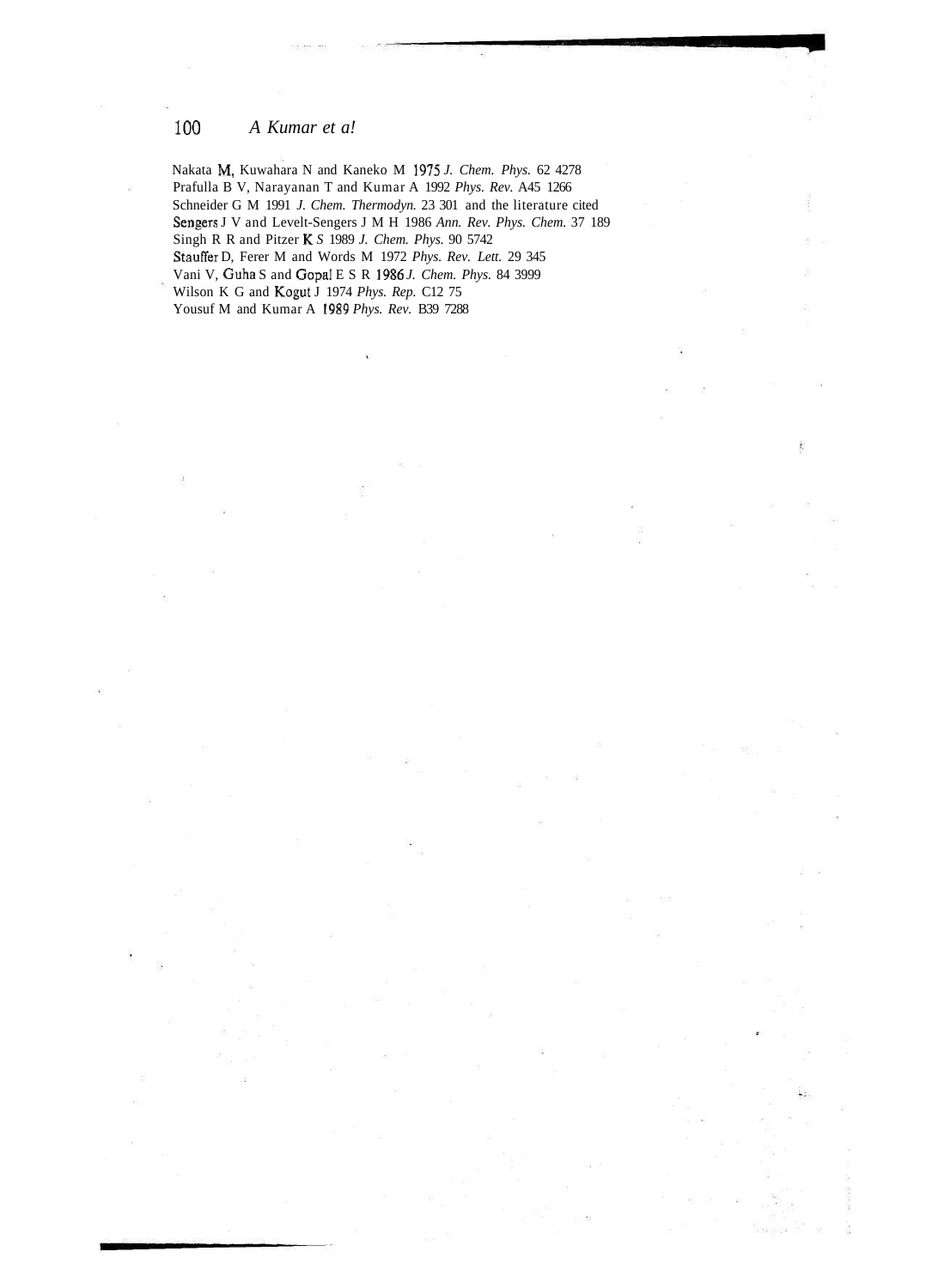Nakata M, Kuwahara N and Kaneko M 1975 *J. Chem. Phys.* 62 4278
Prafulla B V, Narayanan T and Kumar A 1992 *Phys. Rev.* A45 1266
Schneider G M 1991 *J. Chem. Thermodyn.* 23 301 and the literature cited
Sengers J V and Levelt-Sengers J M H 1986 *Ann. Rev. Phys. Chem.* 37 189
Singh R R and Pitzer K S 1989 *J. Chem. Phys.* 90 5742
Stauffer D, Ferer M and Words M 1972 *Phys. Rev. Lett.* 29 345
Vani V, Guha S and Gopal E S R 1986 *J. Chem. Phys.* 84 3999
Wilson K G and Kogut J 1974 *Phys. Rep.* C12 75
Yousuf M and Kumar A 1989 *Phys. Rev.* B39 7288